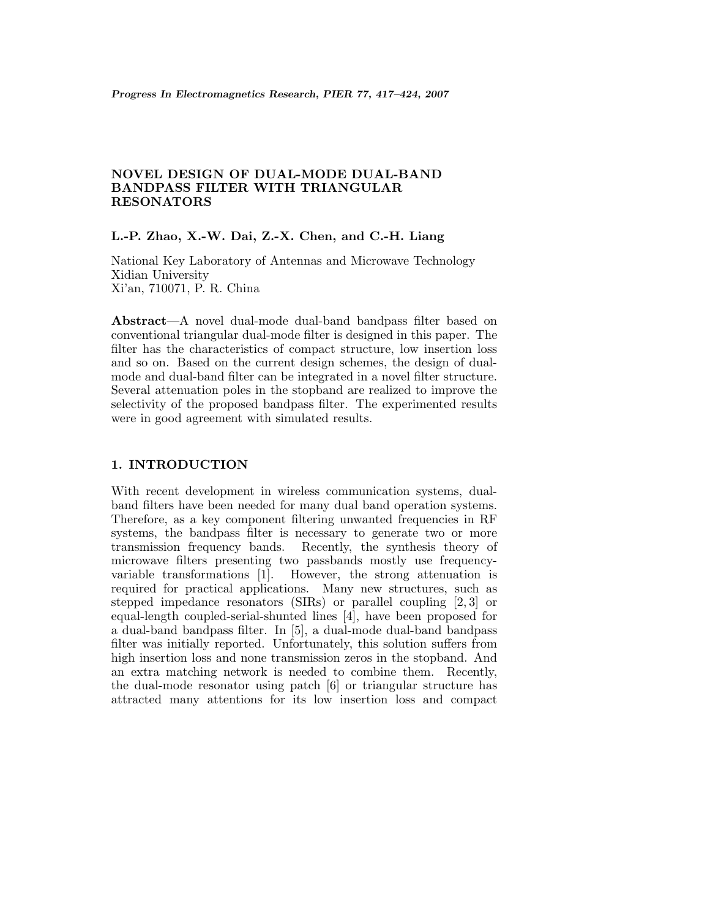# NOVEL DESIGN OF DUAL-MODE DUAL-BAND BANDPASS FILTER WITH TRIANGULAR RESONATORS

**L.-P. Zhao, X.-W. Dai, Z.-X. Chen, and C.-H. Liang**

National Key Laboratory of Antennas and Microwave Technology
Xidian University
Xi'an, 710071, P. R. China

**Abstract**—A novel dual-mode dual-band bandpass filter based on conventional triangular dual-mode filter is designed in this paper. The filter has the characteristics of compact structure, low insertion loss and so on. Based on the current design schemes, the design of dual-mode and dual-band filter can be integrated in a novel filter structure. Several attenuation poles in the stopband are realized to improve the selectivity of the proposed bandpass filter. The experimented results were in good agreement with simulated results.

## 1. INTRODUCTION

With recent development in wireless communication systems, dual-band filters have been needed for many dual band operation systems. Therefore, as a key component filtering unwanted frequencies in RF systems, the bandpass filter is necessary to generate two or more transmission frequency bands. Recently, the synthesis theory of microwave filters presenting two passbands mostly use frequency-variable transformations [1]. However, the strong attenuation is required for practical applications. Many new structures, such as stepped impedance resonators (SIRs) or parallel coupling [2, 3] or equal-length coupled-serial-shunted lines [4], have been proposed for a dual-band bandpass filter. In [5], a dual-mode dual-band bandpass filter was initially reported. Unfortunately, this solution suffers from high insertion loss and none transmission zeros in the stopband. And an extra matching network is needed to combine them. Recently, the dual-mode resonator using patch [6] or triangular structure has attracted many attentions for its low insertion loss and compact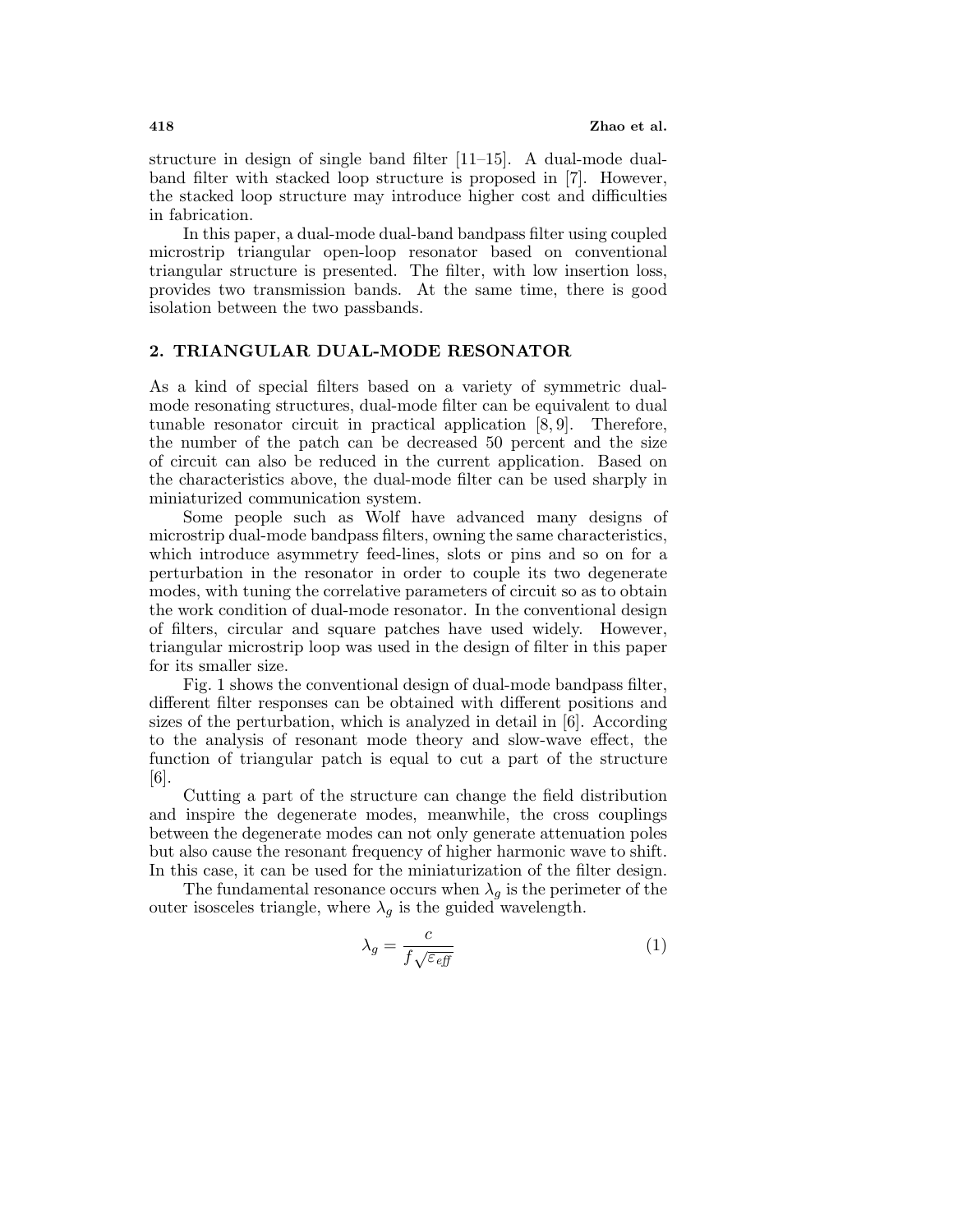structure in design of single band filter [11–15]. A dual-mode dual-band filter with stacked loop structure is proposed in [7]. However, the stacked loop structure may introduce higher cost and difficulties in fabrication.

In this paper, a dual-mode dual-band bandpass filter using coupled microstrip triangular open-loop resonator based on conventional triangular structure is presented. The filter, with low insertion loss, provides two transmission bands. At the same time, there is good isolation between the two passbands.

## 2. TRIANGULAR DUAL-MODE RESONATOR

As a kind of special filters based on a variety of symmetric dual-mode resonating structures, dual-mode filter can be equivalent to dual tunable resonator circuit in practical application [8, 9]. Therefore, the number of the patch can be decreased 50 percent and the size of circuit can also be reduced in the current application. Based on the characteristics above, the dual-mode filter can be used sharply in miniaturized communication system.

Some people such as Wolf have advanced many designs of microstrip dual-mode bandpass filters, owning the same characteristics, which introduce asymmetry feed-lines, slots or pins and so on for a perturbation in the resonator in order to couple its two degenerate modes, with tuning the correlative parameters of circuit so as to obtain the work condition of dual-mode resonator. In the conventional design of filters, circular and square patches have used widely. However, triangular microstrip loop was used in the design of filter in this paper for its smaller size.

Fig. 1 shows the conventional design of dual-mode bandpass filter, different filter responses can be obtained with different positions and sizes of the perturbation, which is analyzed in detail in [6]. According to the analysis of resonant mode theory and slow-wave effect, the function of triangular patch is equal to cut a part of the structure [6].

Cutting a part of the structure can change the field distribution and inspire the degenerate modes, meanwhile, the cross couplings between the degenerate modes can not only generate attenuation poles but also cause the resonant frequency of higher harmonic wave to shift. In this case, it can be used for the miniaturization of the filter design.

The fundamental resonance occurs when $\lambda_g$ is the perimeter of the outer isosceles triangle, where $\lambda_g$ is the guided wavelength.

$$\lambda_g = \frac{c}{f\sqrt{\varepsilon_{eff}}} \tag{1}$$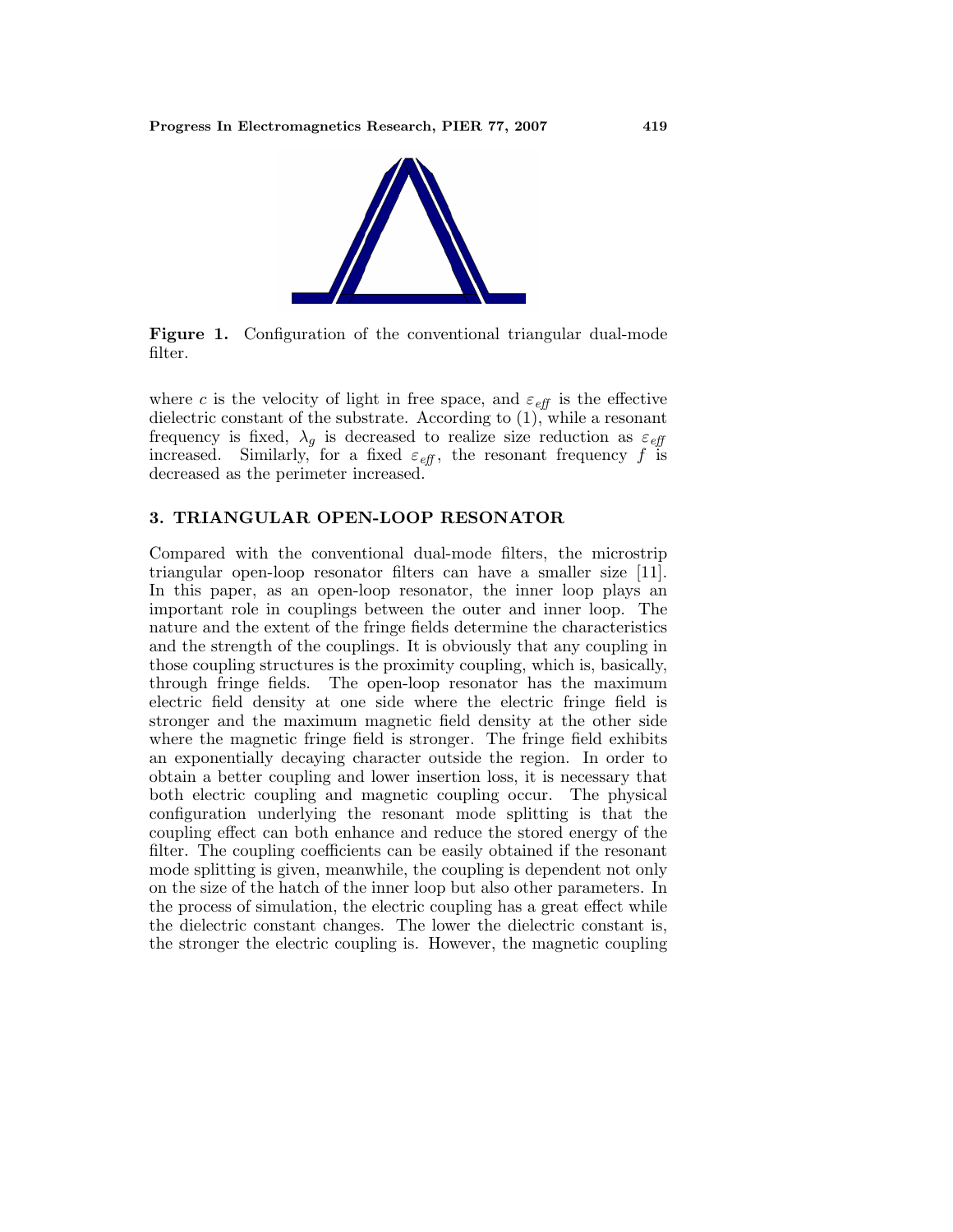**Figure 1.** Configuration of the conventional triangular dual-mode filter.

where $c$ is the velocity of light in free space, and $\varepsilon_{eff}$ is the effective dielectric constant of the substrate. According to (1), while a resonant frequency is fixed, $\lambda_g$ is decreased to realize size reduction as $\varepsilon_{eff}$ increased. Similarly, for a fixed $\varepsilon_{eff}$, the resonant frequency $f$ is decreased as the perimeter increased.

## 3. TRIANGULAR OPEN-LOOP RESONATOR

Compared with the conventional dual-mode filters, the microstrip triangular open-loop resonator filters can have a smaller size [11]. In this paper, as an open-loop resonator, the inner loop plays an important role in couplings between the outer and inner loop. The nature and the extent of the fringe fields determine the characteristics and the strength of the couplings. It is obviously that any coupling in those coupling structures is the proximity coupling, which is, basically, through fringe fields. The open-loop resonator has the maximum electric field density at one side where the electric fringe field is stronger and the maximum magnetic field density at the other side where the magnetic fringe field is stronger. The fringe field exhibits an exponentially decaying character outside the region. In order to obtain a better coupling and lower insertion loss, it is necessary that both electric coupling and magnetic coupling occur. The physical configuration underlying the resonant mode splitting is that the coupling effect can both enhance and reduce the stored energy of the filter. The coupling coefficients can be easily obtained if the resonant mode splitting is given, meanwhile, the coupling is dependent not only on the size of the hatch of the inner loop but also other parameters. In the process of simulation, the electric coupling has a great effect while the dielectric constant changes. The lower the dielectric constant is, the stronger the electric coupling is. However, the magnetic coupling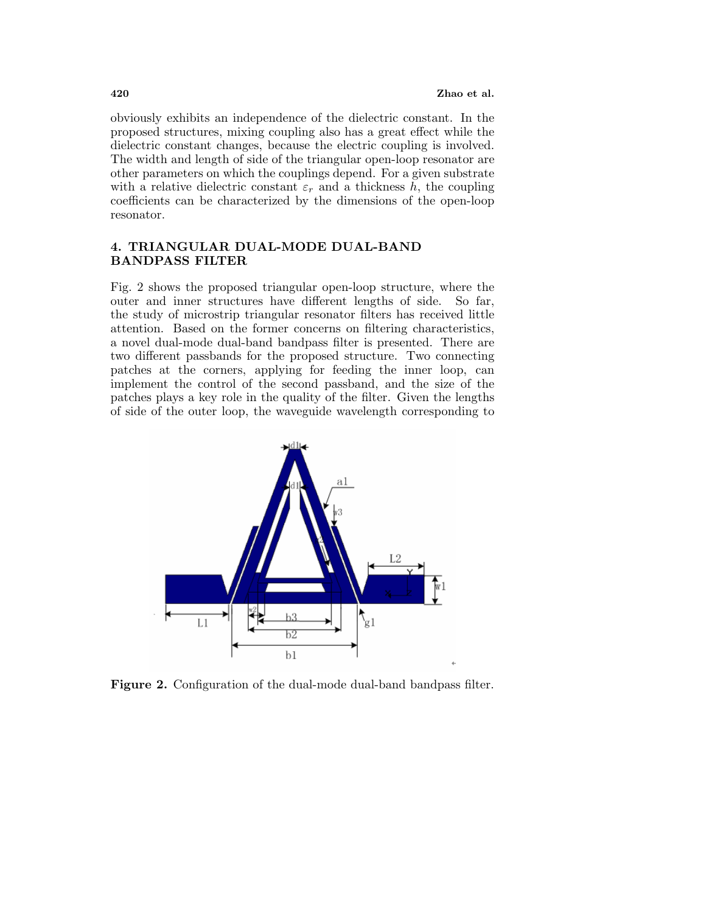obviously exhibits an independence of the dielectric constant. In the proposed structures, mixing coupling also has a great effect while the dielectric constant changes, because the electric coupling is involved. The width and length of side of the triangular open-loop resonator are other parameters on which the couplings depend. For a given substrate with a relative dielectric constant $\varepsilon_r$ and a thickness $h$, the coupling coefficients can be characterized by the dimensions of the open-loop resonator.

## 4. TRIANGULAR DUAL-MODE DUAL-BAND BANDPASS FILTER

Fig. 2 shows the proposed triangular open-loop structure, where the outer and inner structures have different lengths of side. So far, the study of microstrip triangular resonator filters has received little attention. Based on the former concerns on filtering characteristics, a novel dual-mode dual-band bandpass filter is presented. There are two different passbands for the proposed structure. Two connecting patches at the corners, applying for feeding the inner loop, can implement the control of the second passband, and the size of the patches plays a key role in the quality of the filter. Given the lengths of side of the outer loop, the waveguide wavelength corresponding to

**Figure 2.** Configuration of the dual-mode dual-band bandpass filter.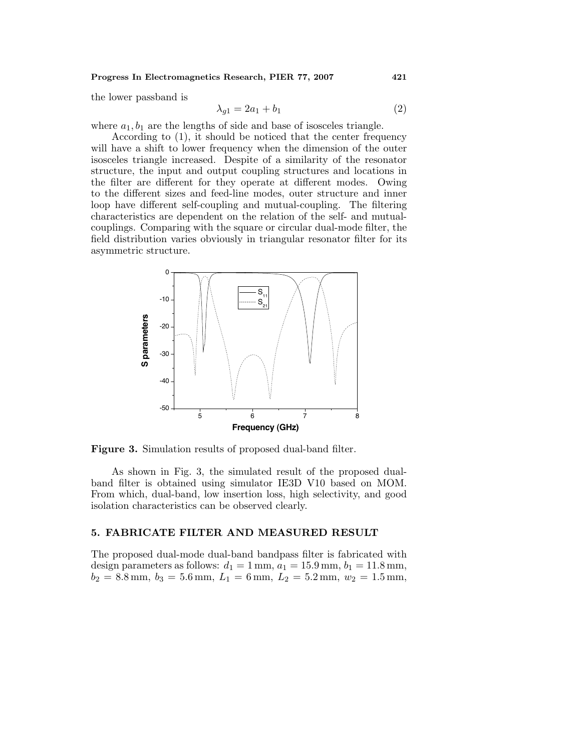the lower passband is

$$\lambda_{g1} = 2a_1 + b_1 \tag{2}$$

where $a_1, b_1$ are the lengths of side and base of isosceles triangle.

According to (1), it should be noticed that the center frequency will have a shift to lower frequency when the dimension of the outer isosceles triangle increased. Despite of a similarity of the resonator structure, the input and output coupling structures and locations in the filter are different for they operate at different modes. Owing to the different sizes and feed-line modes, outer structure and inner loop have different self-coupling and mutual-coupling. The filtering characteristics are dependent on the relation of the self- and mutual-couplings. Comparing with the square or circular dual-mode filter, the field distribution varies obviously in triangular resonator filter for its asymmetric structure.

**Figure 3.** Simulation results of proposed dual-band filter.

As shown in Fig. 3, the simulated result of the proposed dual-band filter is obtained using simulator IE3D V10 based on MOM. From which, dual-band, low insertion loss, high selectivity, and good isolation characteristics can be observed clearly.

## 5. FABRICATE FILTER AND MEASURED RESULT

The proposed dual-mode dual-band bandpass filter is fabricated with design parameters as follows: $d_1 = 1$ mm, $a_1 = 15.9$ mm, $b_1 = 11.8$ mm, $b_2 = 8.8$ mm, $b_3 = 5.6$ mm, $L_1 = 6$ mm, $L_2 = 5.2$ mm, $w_2 = 1.5$ mm,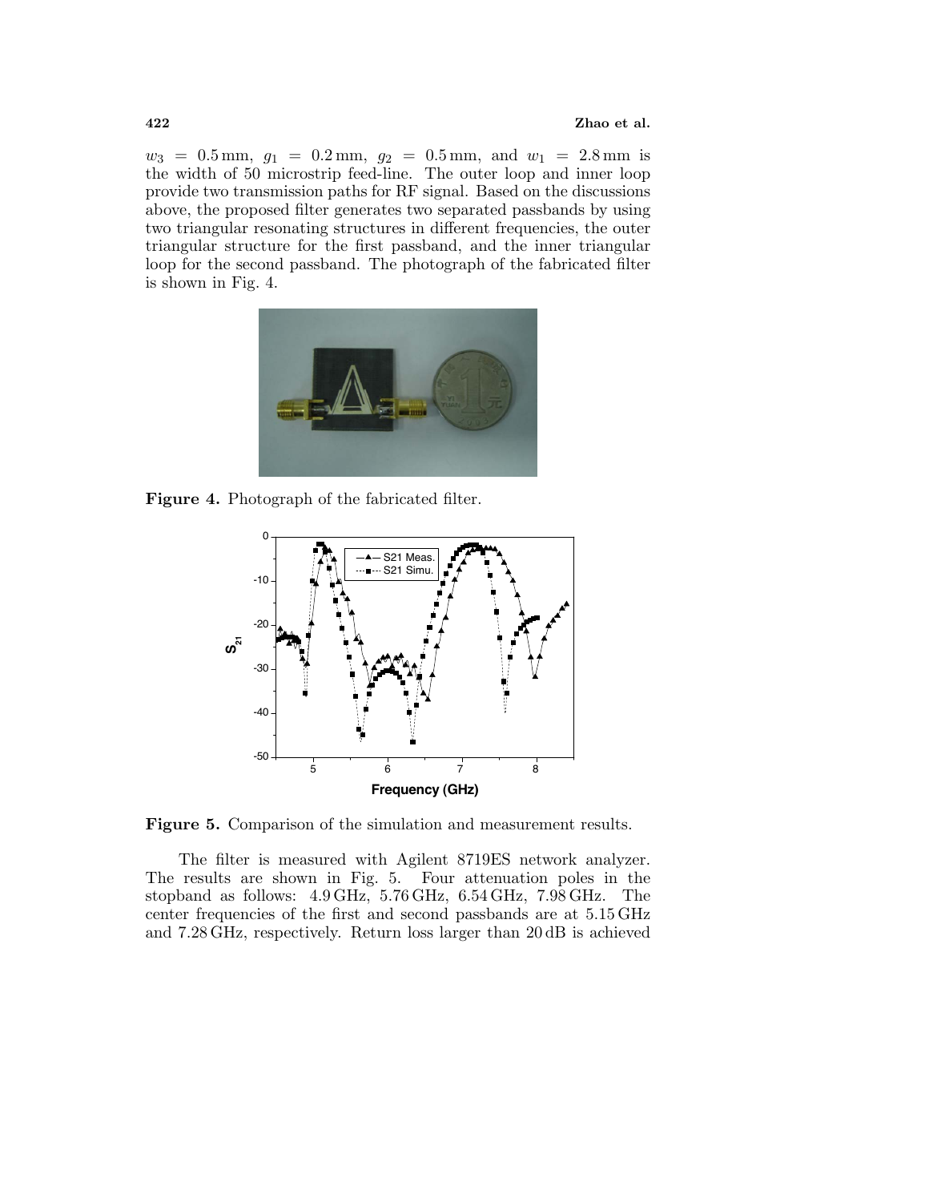$w_3 = 0.5\,\text{mm}$, $g_1 = 0.2\,\text{mm}$, $g_2 = 0.5\,\text{mm}$, and $w_1 = 2.8\,\text{mm}$ is the width of 50 microstrip feed-line. The outer loop and inner loop provide two transmission paths for RF signal. Based on the discussions above, the proposed filter generates two separated passbands by using two triangular resonating structures in different frequencies, the outer triangular structure for the first passband, and the inner triangular loop for the second passband. The photograph of the fabricated filter is shown in Fig. 4.

**Figure 4.** Photograph of the fabricated filter.

**Figure 5.** Comparison of the simulation and measurement results.

The filter is measured with Agilent 8719ES network analyzer. The results are shown in Fig. 5. Four attenuation poles in the stopband as follows: 4.9 GHz, 5.76 GHz, 6.54 GHz, 7.98 GHz. The center frequencies of the first and second passbands are at 5.15 GHz and 7.28 GHz, respectively. Return loss larger than 20 dB is achieved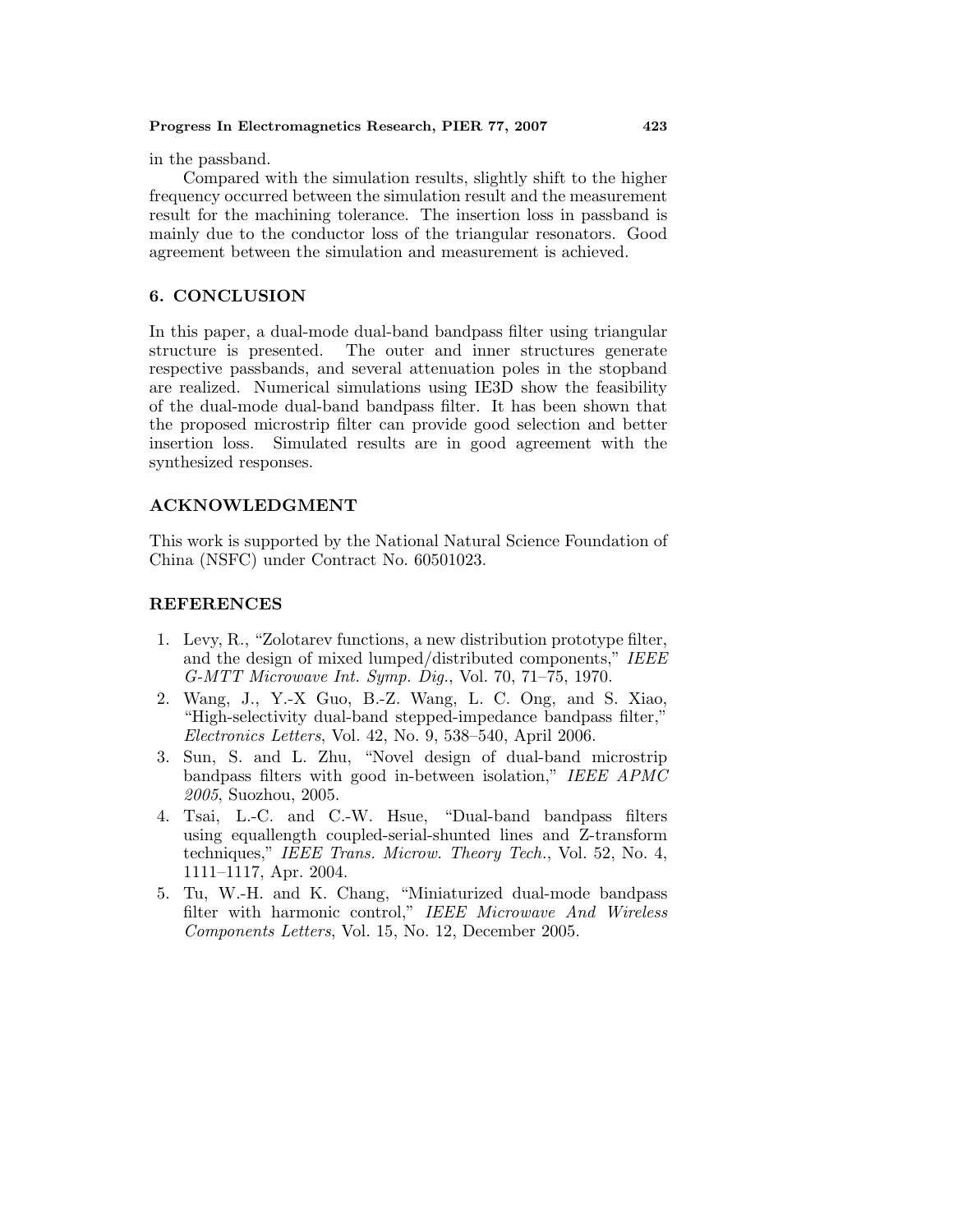in the passband.

Compared with the simulation results, slightly shift to the higher frequency occurred between the simulation result and the measurement result for the machining tolerance. The insertion loss in passband is mainly due to the conductor loss of the triangular resonators. Good agreement between the simulation and measurement is achieved.

## 6. CONCLUSION

In this paper, a dual-mode dual-band bandpass filter using triangular structure is presented. The outer and inner structures generate respective passbands, and several attenuation poles in the stopband are realized. Numerical simulations using IE3D show the feasibility of the dual-mode dual-band bandpass filter. It has been shown that the proposed microstrip filter can provide good selection and better insertion loss. Simulated results are in good agreement with the synthesized responses.

## ACKNOWLEDGMENT

This work is supported by the National Natural Science Foundation of China (NSFC) under Contract No. 60501023.

## REFERENCES

1. Levy, R., "Zolotarev functions, a new distribution prototype filter, and the design of mixed lumped/distributed components," *IEEE G-MTT Microwave Int. Symp. Dig.*, Vol. 70, 71–75, 1970.
2. Wang, J., Y.-X Guo, B.-Z. Wang, L. C. Ong, and S. Xiao, "High-selectivity dual-band stepped-impedance bandpass filter," *Electronics Letters*, Vol. 42, No. 9, 538–540, April 2006.
3. Sun, S. and L. Zhu, "Novel design of dual-band microstrip bandpass filters with good in-between isolation," *IEEE APMC 2005*, Suozhou, 2005.
4. Tsai, L.-C. and C.-W. Hsue, "Dual-band bandpass filters using equallength coupled-serial-shunted lines and Z-transform techniques," *IEEE Trans. Microw. Theory Tech.*, Vol. 52, No. 4, 1111–1117, Apr. 2004.
5. Tu, W.-H. and K. Chang, "Miniaturized dual-mode bandpass filter with harmonic control," *IEEE Microwave And Wireless Components Letters*, Vol. 15, No. 12, December 2005.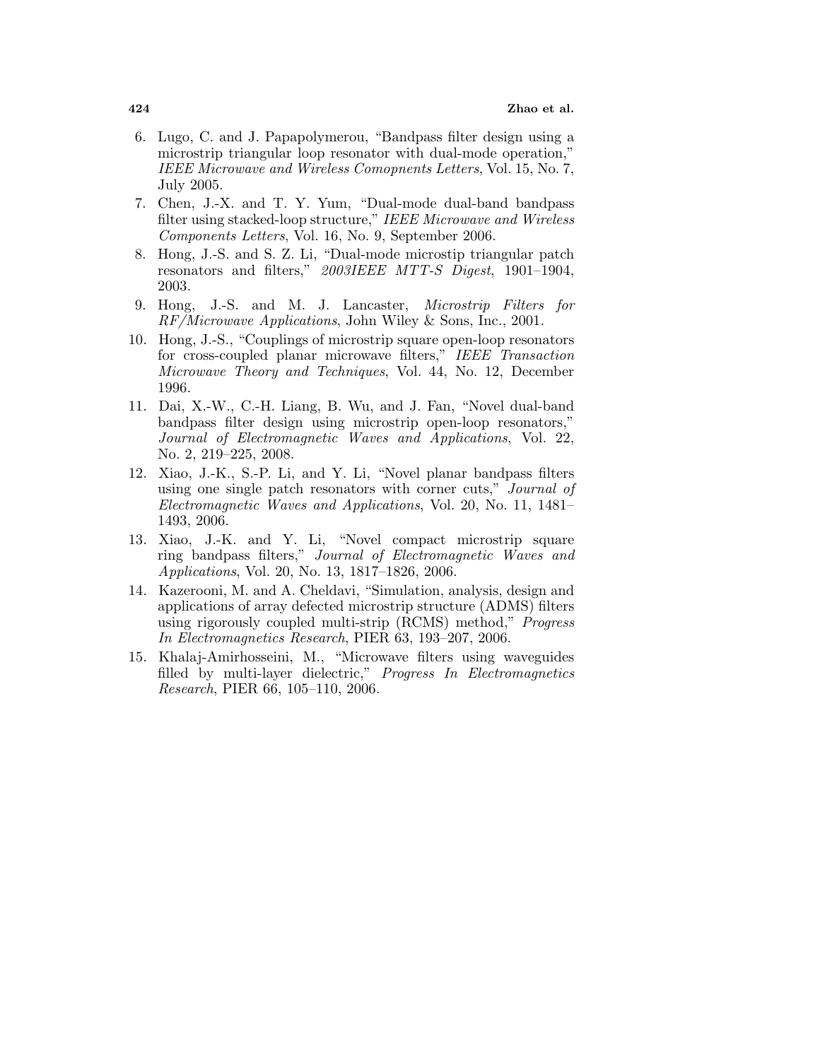6. Lugo, C. and J. Papapolymerou, "Bandpass filter design using a microstrip triangular loop resonator with dual-mode operation," *IEEE Microwave and Wireless Comopnents Letters*, Vol. 15, No. 7, July 2005.
7. Chen, J.-X. and T. Y. Yum, "Dual-mode dual-band bandpass filter using stacked-loop structure," *IEEE Microwave and Wireless Components Letters*, Vol. 16, No. 9, September 2006.
8. Hong, J.-S. and S. Z. Li, "Dual-mode microstip triangular patch resonators and filters," *2003IEEE MTT-S Digest*, 1901–1904, 2003.
9. Hong, J.-S. and M. J. Lancaster, *Microstrip Filters for RF/Microwave Applications*, John Wiley & Sons, Inc., 2001.
10. Hong, J.-S., "Couplings of microstrip square open-loop resonators for cross-coupled planar microwave filters," *IEEE Transaction Microwave Theory and Techniques*, Vol. 44, No. 12, December 1996.
11. Dai, X.-W., C.-H. Liang, B. Wu, and J. Fan, "Novel dual-band bandpass filter design using microstrip open-loop resonators," *Journal of Electromagnetic Waves and Applications*, Vol. 22, No. 2, 219–225, 2008.
12. Xiao, J.-K., S.-P. Li, and Y. Li, "Novel planar bandpass filters using one single patch resonators with corner cuts," *Journal of Electromagnetic Waves and Applications*, Vol. 20, No. 11, 1481–1493, 2006.
13. Xiao, J.-K. and Y. Li, "Novel compact microstrip square ring bandpass filters," *Journal of Electromagnetic Waves and Applications*, Vol. 20, No. 13, 1817–1826, 2006.
14. Kazerooni, M. and A. Cheldavi, "Simulation, analysis, design and applications of array defected microstrip structure (ADMS) filters using rigorously coupled multi-strip (RCMS) method," *Progress In Electromagnetics Research*, PIER 63, 193–207, 2006.
15. Khalaj-Amirhosseini, M., "Microwave filters using waveguides filled by multi-layer dielectric," *Progress In Electromagnetics Research*, PIER 66, 105–110, 2006.